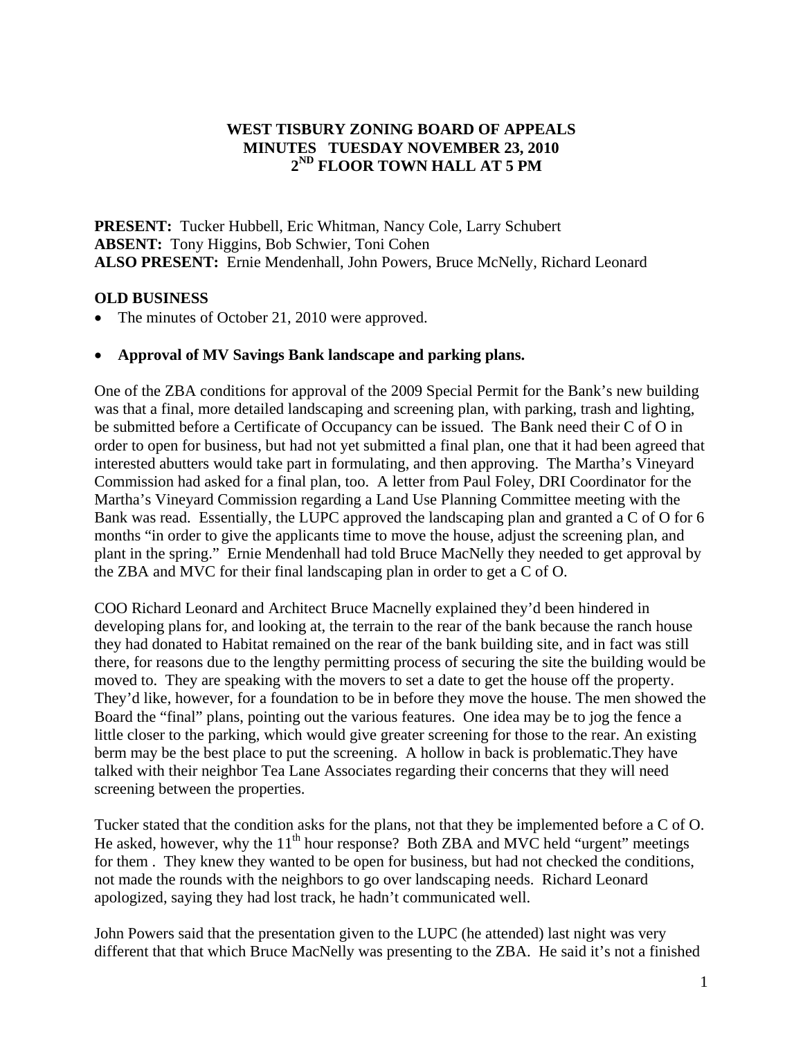# WEST TISBURY ZONING BOARD OF APPEALS
## MINUTES TUESDAY NOVEMBER 23, 2010
## 2ND FLOOR TOWN HALL AT 5 PM

**PRESENT:** Tucker Hubbell, Eric Whitman, Nancy Cole, Larry Schubert
**ABSENT:** Tony Higgins, Bob Schwier, Toni Cohen
**ALSO PRESENT:** Ernie Mendenhall, John Powers, Bruce McNelly, Richard Leonard

**OLD BUSINESS**

- The minutes of October 21, 2010 were approved.

- **Approval of MV Savings Bank landscape and parking plans.**

One of the ZBA conditions for approval of the 2009 Special Permit for the Bank's new building was that a final, more detailed landscaping and screening plan, with parking, trash and lighting, be submitted before a Certificate of Occupancy can be issued. The Bank need their C of O in order to open for business, but had not yet submitted a final plan, one that it had been agreed that interested abutters would take part in formulating, and then approving. The Martha's Vineyard Commission had asked for a final plan, too. A letter from Paul Foley, DRI Coordinator for the Martha's Vineyard Commission regarding a Land Use Planning Committee meeting with the Bank was read. Essentially, the LUPC approved the landscaping plan and granted a C of O for 6 months "in order to give the applicants time to move the house, adjust the screening plan, and plant in the spring." Ernie Mendenhall had told Bruce MacNelly they needed to get approval by the ZBA and MVC for their final landscaping plan in order to get a C of O.

COO Richard Leonard and Architect Bruce Macnelly explained they'd been hindered in developing plans for, and looking at, the terrain to the rear of the bank because the ranch house they had donated to Habitat remained on the rear of the bank building site, and in fact was still there, for reasons due to the lengthy permitting process of securing the site the building would be moved to. They are speaking with the movers to set a date to get the house off the property. They'd like, however, for a foundation to be in before they move the house. The men showed the Board the "final" plans, pointing out the various features. One idea may be to jog the fence a little closer to the parking, which would give greater screening for those to the rear. An existing berm may be the best place to put the screening. A hollow in back is problematic.They have talked with their neighbor Tea Lane Associates regarding their concerns that they will need screening between the properties.

Tucker stated that the condition asks for the plans, not that they be implemented before a C of O. He asked, however, why the 11th hour response? Both ZBA and MVC held "urgent" meetings for them . They knew they wanted to be open for business, but had not checked the conditions, not made the rounds with the neighbors to go over landscaping needs. Richard Leonard apologized, saying they had lost track, he hadn't communicated well.

John Powers said that the presentation given to the LUPC (he attended) last night was very different that that which Bruce MacNelly was presenting to the ZBA. He said it's not a finished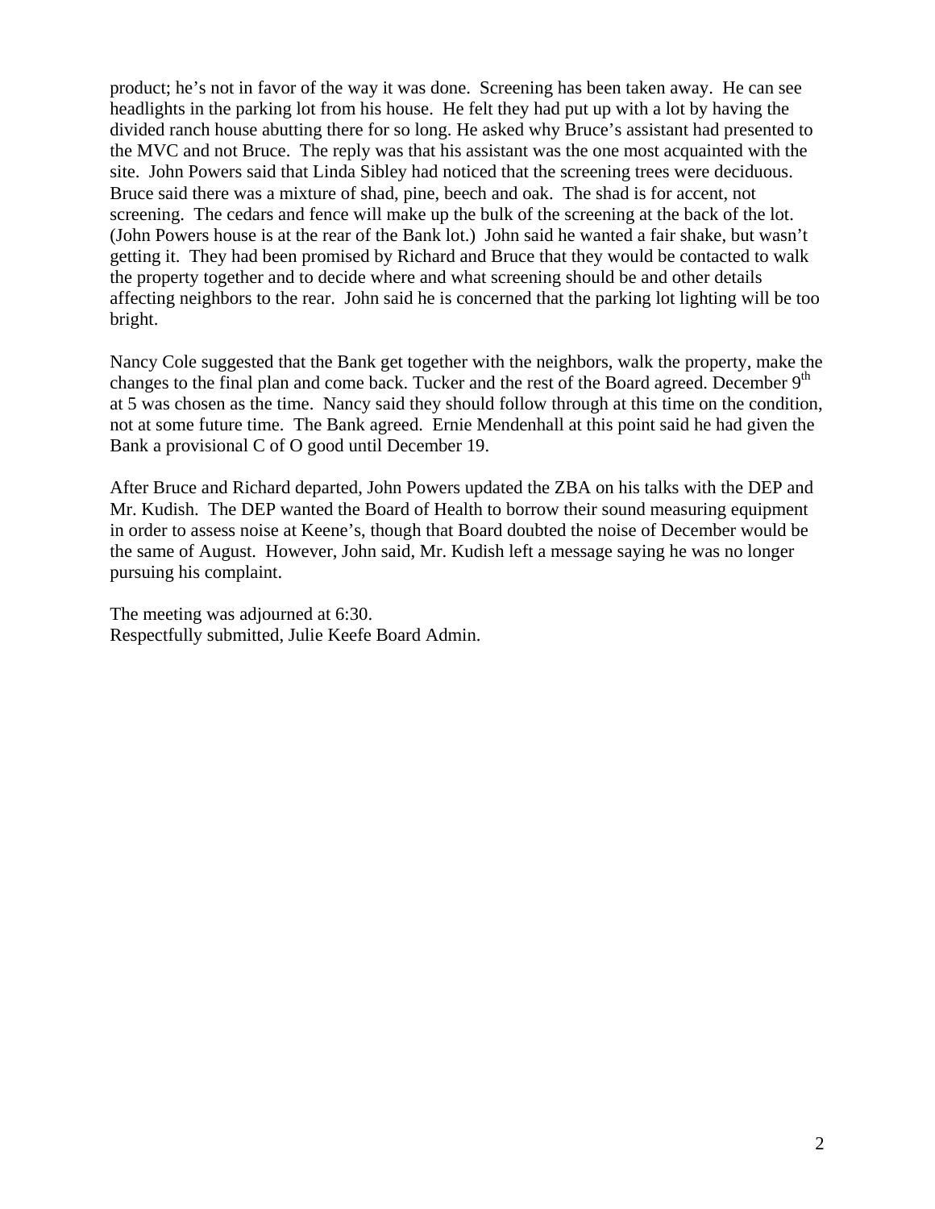product; he's not in favor of the way it was done. Screening has been taken away. He can see headlights in the parking lot from his house. He felt they had put up with a lot by having the divided ranch house abutting there for so long. He asked why Bruce's assistant had presented to the MVC and not Bruce. The reply was that his assistant was the one most acquainted with the site. John Powers said that Linda Sibley had noticed that the screening trees were deciduous. Bruce said there was a mixture of shad, pine, beech and oak. The shad is for accent, not screening. The cedars and fence will make up the bulk of the screening at the back of the lot. (John Powers house is at the rear of the Bank lot.) John said he wanted a fair shake, but wasn't getting it. They had been promised by Richard and Bruce that they would be contacted to walk the property together and to decide where and what screening should be and other details affecting neighbors to the rear. John said he is concerned that the parking lot lighting will be too bright.

Nancy Cole suggested that the Bank get together with the neighbors, walk the property, make the changes to the final plan and come back. Tucker and the rest of the Board agreed. December 9th at 5 was chosen as the time. Nancy said they should follow through at this time on the condition, not at some future time. The Bank agreed. Ernie Mendenhall at this point said he had given the Bank a provisional C of O good until December 19.

After Bruce and Richard departed, John Powers updated the ZBA on his talks with the DEP and Mr. Kudish. The DEP wanted the Board of Health to borrow their sound measuring equipment in order to assess noise at Keene's, though that Board doubted the noise of December would be the same of August. However, John said, Mr. Kudish left a message saying he was no longer pursuing his complaint.

The meeting was adjourned at 6:30.
Respectfully submitted, Julie Keefe Board Admin.